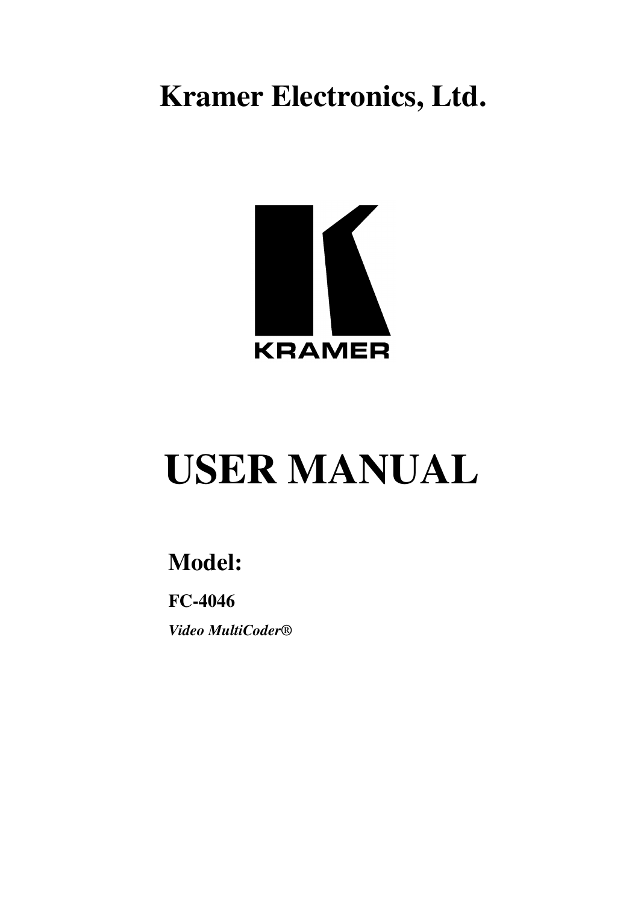# Kramer Electronics, Ltd.

KRAMER

# USER MANUAL

## Model:

**FC-4046**

***Video MultiCoder®***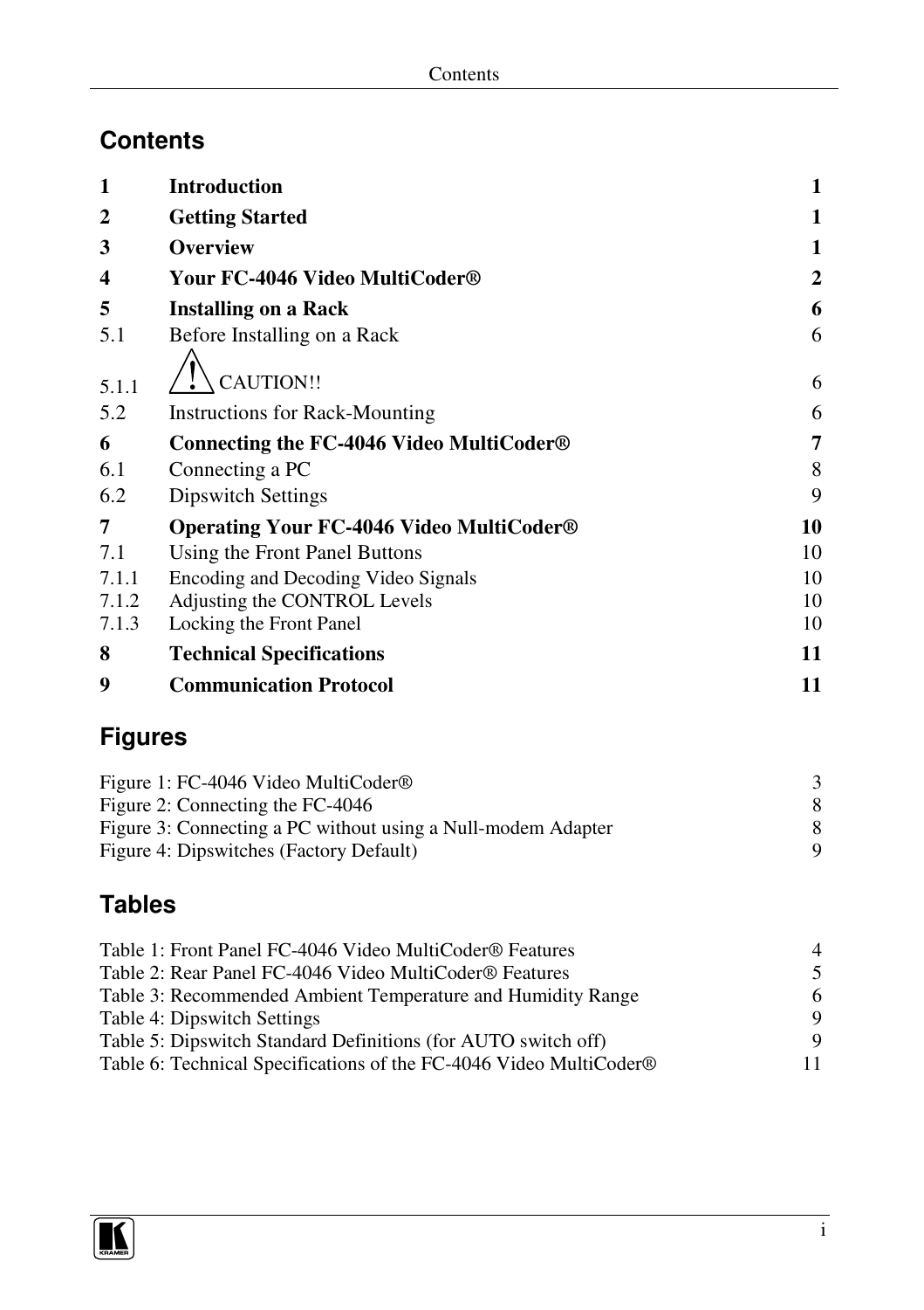# Contents

| | | |
|---|---|---|
| **1** | **Introduction** | **1** |
| **2** | **Getting Started** | **1** |
| **3** | **Overview** | **1** |
| **4** | **Your FC-4046 Video MultiCoder®** | **2** |
| **5** | **Installing on a Rack** | **6** |
| 5.1 | Before Installing on a Rack | 6 |
| 5.1.1 | ⚠ CAUTION!! | 6 |
| 5.2 | Instructions for Rack-Mounting | 6 |
| **6** | **Connecting the FC-4046 Video MultiCoder®** | **7** |
| 6.1 | Connecting a PC | 8 |
| 6.2 | Dipswitch Settings | 9 |
| **7** | **Operating Your FC-4046 Video MultiCoder®** | **10** |
| 7.1 | Using the Front Panel Buttons | 10 |
| 7.1.1 | Encoding and Decoding Video Signals | 10 |
| 7.1.2 | Adjusting the CONTROL Levels | 10 |
| 7.1.3 | Locking the Front Panel | 10 |
| **8** | **Technical Specifications** | **11** |
| **9** | **Communication Protocol** | **11** |

# Figures

| | |
|---|---|
| Figure 1: FC-4046 Video MultiCoder® | 3 |
| Figure 2: Connecting the FC-4046 | 8 |
| Figure 3: Connecting a PC without using a Null-modem Adapter | 8 |
| Figure 4: Dipswitches (Factory Default) | 9 |

# Tables

| | |
|---|---|
| Table 1: Front Panel FC-4046 Video MultiCoder® Features | 4 |
| Table 2: Rear Panel FC-4046 Video MultiCoder® Features | 5 |
| Table 3: Recommended Ambient Temperature and Humidity Range | 6 |
| Table 4: Dipswitch Settings | 9 |
| Table 5: Dipswitch Standard Definitions (for AUTO switch off) | 9 |
| Table 6: Technical Specifications of the FC-4046 Video MultiCoder® | 11 |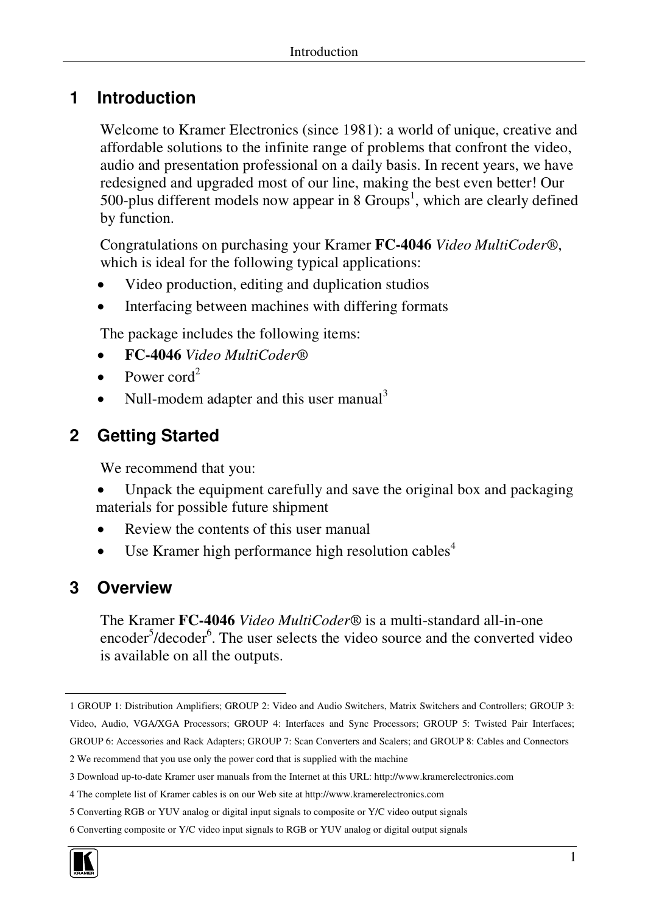# 1 Introduction

Welcome to Kramer Electronics (since 1981): a world of unique, creative and affordable solutions to the infinite range of problems that confront the video, audio and presentation professional on a daily basis. In recent years, we have redesigned and upgraded most of our line, making the best even better! Our 500-plus different models now appear in 8 Groups[1], which are clearly defined by function.

Congratulations on purchasing your Kramer **FC-4046** *Video MultiCoder®*, which is ideal for the following typical applications:

- Video production, editing and duplication studios
- Interfacing between machines with differing formats

The package includes the following items:

- **FC-4046** *Video MultiCoder®*
- Power cord[2]
- Null-modem adapter and this user manual[3]

# 2 Getting Started

We recommend that you:

- Unpack the equipment carefully and save the original box and packaging materials for possible future shipment
- Review the contents of this user manual
- Use Kramer high performance high resolution cables[4]

# 3 Overview

The Kramer **FC-4046** *Video MultiCoder®* is a multi-standard all-in-one encoder[5]/decoder[6]. The user selects the video source and the converted video is available on all the outputs.

---

1 GROUP 1: Distribution Amplifiers; GROUP 2: Video and Audio Switchers, Matrix Switchers and Controllers; GROUP 3: Video, Audio, VGA/XGA Processors; GROUP 4: Interfaces and Sync Processors; GROUP 5: Twisted Pair Interfaces; GROUP 6: Accessories and Rack Adapters; GROUP 7: Scan Converters and Scalers; and GROUP 8: Cables and Connectors

2 We recommend that you use only the power cord that is supplied with the machine

3 Download up-to-date Kramer user manuals from the Internet at this URL: http://www.kramerelectronics.com

4 The complete list of Kramer cables is on our Web site at http://www.kramerelectronics.com

5 Converting RGB or YUV analog or digital input signals to composite or Y/C video output signals

6 Converting composite or Y/C video input signals to RGB or YUV analog or digital output signals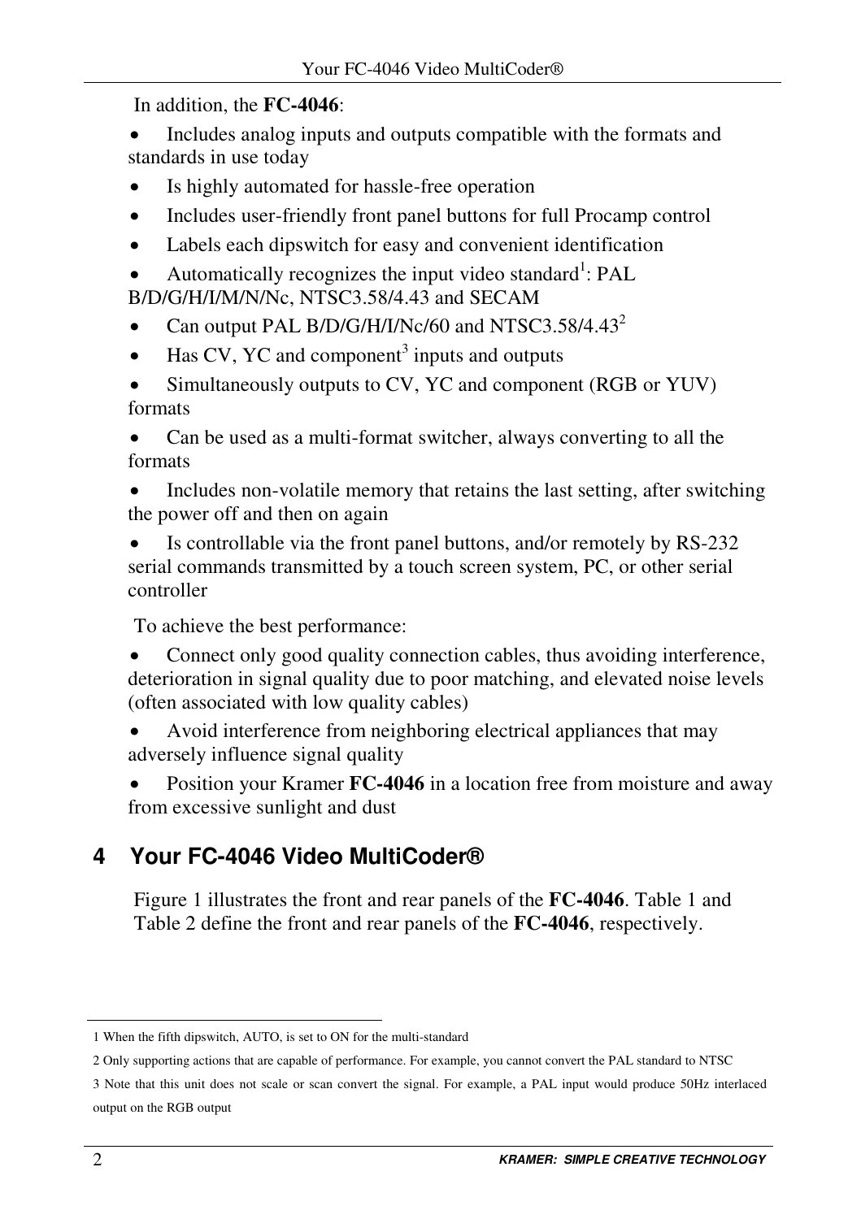In addition, the **FC-4046**:

- Includes analog inputs and outputs compatible with the formats and standards in use today
- Is highly automated for hassle-free operation
- Includes user-friendly front panel buttons for full Procamp control
- Labels each dipswitch for easy and convenient identification
- Automatically recognizes the input video standard[1]: PAL B/D/G/H/I/M/N/Nc, NTSC3.58/4.43 and SECAM
- Can output PAL B/D/G/H/I/Nc/60 and NTSC3.58/4.43[2]
- Has CV, YC and component[3] inputs and outputs
- Simultaneously outputs to CV, YC and component (RGB or YUV) formats
- Can be used as a multi-format switcher, always converting to all the formats
- Includes non-volatile memory that retains the last setting, after switching the power off and then on again
- Is controllable via the front panel buttons, and/or remotely by RS-232 serial commands transmitted by a touch screen system, PC, or other serial controller

To achieve the best performance:

- Connect only good quality connection cables, thus avoiding interference, deterioration in signal quality due to poor matching, and elevated noise levels (often associated with low quality cables)
- Avoid interference from neighboring electrical appliances that may adversely influence signal quality
- Position your Kramer **FC-4046** in a location free from moisture and away from excessive sunlight and dust

# 4 Your FC-4046 Video MultiCoder®

Figure 1 illustrates the front and rear panels of the **FC-4046**. Table 1 and Table 2 define the front and rear panels of the **FC-4046**, respectively.

---

1 When the fifth dipswitch, AUTO, is set to ON for the multi-standard

2 Only supporting actions that are capable of performance. For example, you cannot convert the PAL standard to NTSC

3 Note that this unit does not scale or scan convert the signal. For example, a PAL input would produce 50Hz interlaced output on the RGB output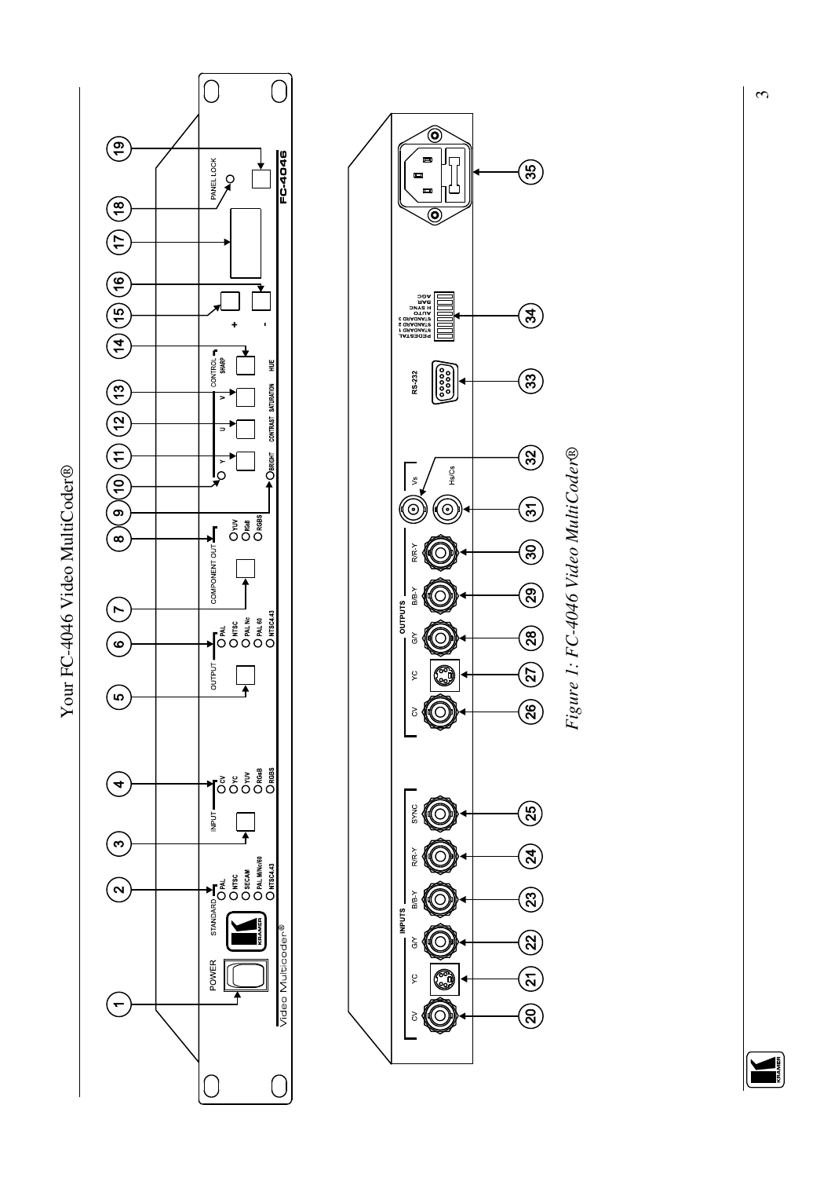Figure 1: FC-4046 Video MultiCoder®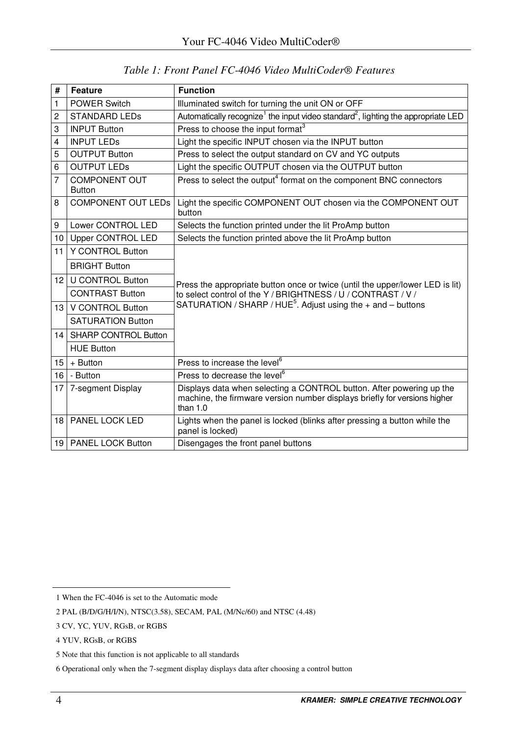*Table 1: Front Panel FC-4046 Video MultiCoder® Features*

| # | Feature | Function |
|---|---|---|
| 1 | POWER Switch | Illuminated switch for turning the unit ON or OFF |
| 2 | STANDARD LEDs | Automatically recognize[1] the input video standard[2], lighting the appropriate LED |
| 3 | INPUT Button | Press to choose the input format[3] |
| 4 | INPUT LEDs | Light the specific INPUT chosen via the INPUT button |
| 5 | OUTPUT Button | Press to select the output standard on CV and YC outputs |
| 6 | OUTPUT LEDs | Light the specific OUTPUT chosen via the OUTPUT button |
| 7 | COMPONENT OUT Button | Press to select the output[4] format on the component BNC connectors |
| 8 | COMPONENT OUT LEDs | Light the specific COMPONENT OUT chosen via the COMPONENT OUT button |
| 9 | Lower CONTROL LED | Selects the function printed under the lit ProAmp button |
| 10 | Upper CONTROL LED | Selects the function printed above the lit ProAmp button |
| 11 | Y CONTROL Button | Press the appropriate button once or twice (until the upper/lower LED is lit) to select control of the Y / BRIGHTNESS / U / CONTRAST / V / SATURATION / SHARP / HUE[5]. Adjust using the + and – buttons |
| | BRIGHT Button | |
| 12 | U CONTROL Button | |
| | CONTRAST Button | |
| 13 | V CONTROL Button | |
| | SATURATION Button | |
| 14 | SHARP CONTROL Button | |
| | HUE Button | |
| 15 | + Button | Press to increase the level[6] |
| 16 | - Button | Press to decrease the level[6] |
| 17 | 7-segment Display | Displays data when selecting a CONTROL button. After powering up the machine, the firmware version number displays briefly for versions higher than 1.0 |
| 18 | PANEL LOCK LED | Lights when the panel is locked (blinks after pressing a button while the panel is locked) |
| 19 | PANEL LOCK Button | Disengages the front panel buttons |

1 When the FC-4046 is set to the Automatic mode

2 PAL (B/D/G/H/I/N), NTSC(3.58), SECAM, PAL (M/Nc/60) and NTSC (4.48)

3 CV, YC, YUV, RGsB, or RGBS

4 YUV, RGsB, or RGBS

5 Note that this function is not applicable to all standards

6 Operational only when the 7-segment display displays data after choosing a control button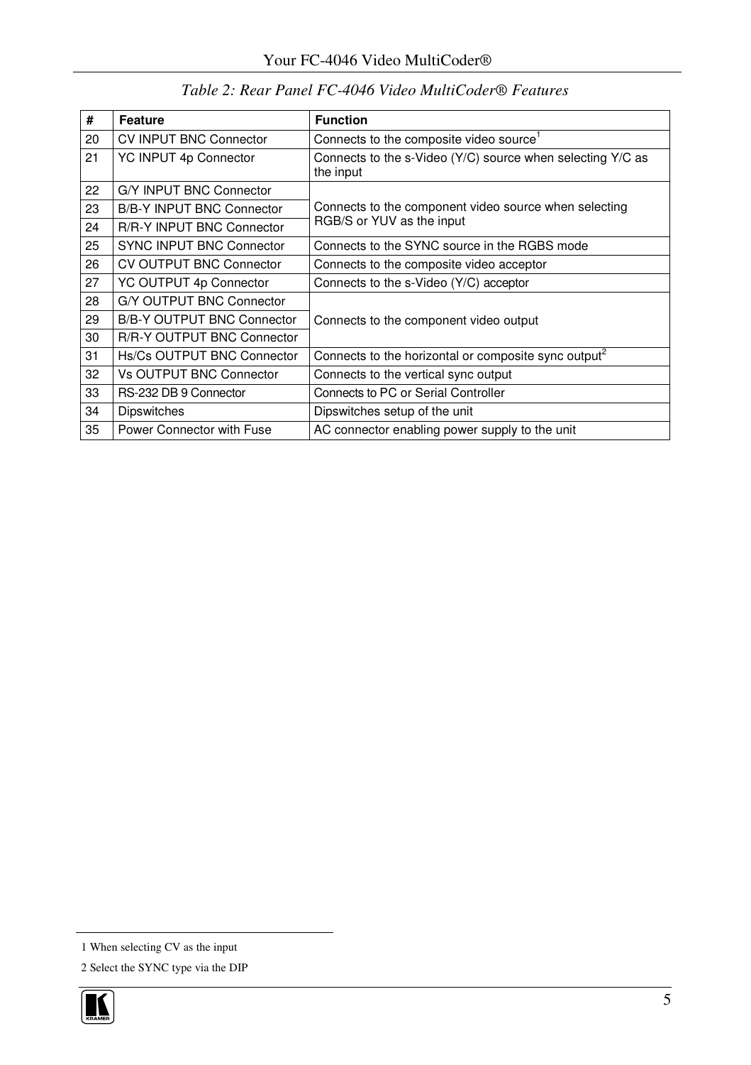*Table 2: Rear Panel FC-4046 Video MultiCoder® Features*

| # | Feature | Function |
|---|---|---|
| 20 | CV INPUT BNC Connector | Connects to the composite video source[1] |
| 21 | YC INPUT 4p Connector | Connects to the s-Video (Y/C) source when selecting Y/C as the input |
| 22 | G/Y INPUT BNC Connector | Connects to the component video source when selecting RGB/S or YUV as the input |
| 23 | B/B-Y INPUT BNC Connector | |
| 24 | R/R-Y INPUT BNC Connector | |
| 25 | SYNC INPUT BNC Connector | Connects to the SYNC source in the RGBS mode |
| 26 | CV OUTPUT BNC Connector | Connects to the composite video acceptor |
| 27 | YC OUTPUT 4p Connector | Connects to the s-Video (Y/C) acceptor |
| 28 | G/Y OUTPUT BNC Connector | Connects to the component video output |
| 29 | B/B-Y OUTPUT BNC Connector | |
| 30 | R/R-Y OUTPUT BNC Connector | |
| 31 | Hs/Cs OUTPUT BNC Connector | Connects to the horizontal or composite sync output[2] |
| 32 | Vs OUTPUT BNC Connector | Connects to the vertical sync output |
| 33 | RS-232 DB 9 Connector | Connects to PC or Serial Controller |
| 34 | Dipswitches | Dipswitches setup of the unit |
| 35 | Power Connector with Fuse | AC connector enabling power supply to the unit |

1 When selecting CV as the input

2 Select the SYNC type via the DIP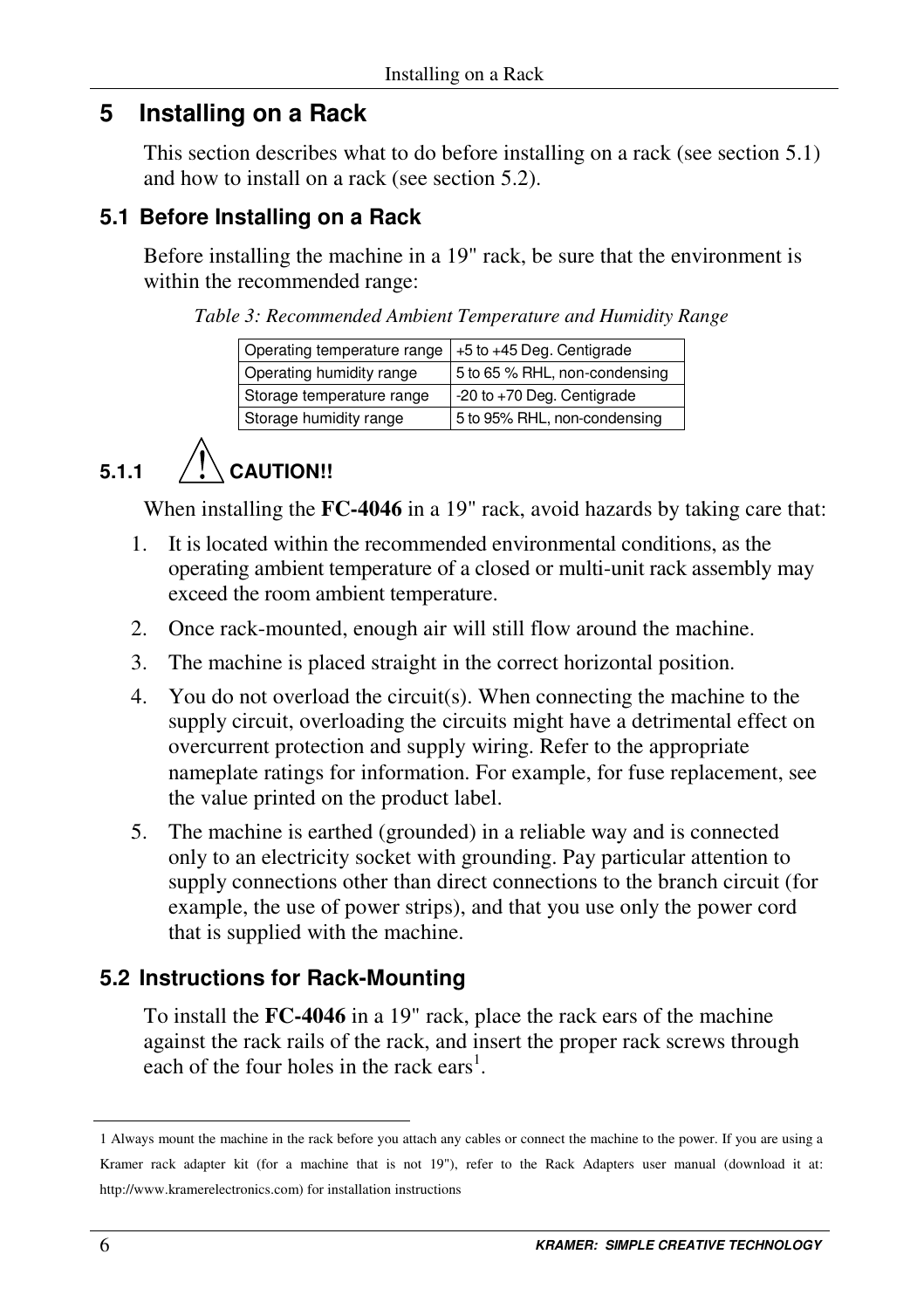# 5 Installing on a Rack

This section describes what to do before installing on a rack (see section 5.1) and how to install on a rack (see section 5.2).

## 5.1 Before Installing on a Rack

Before installing the machine in a 19" rack, be sure that the environment is within the recommended range:

*Table 3: Recommended Ambient Temperature and Humidity Range*

| | |
|---|---|
| Operating temperature range | +5 to +45 Deg. Centigrade |
| Operating humidity range | 5 to 65 % RHL, non-condensing |
| Storage temperature range | -20 to +70 Deg. Centigrade |
| Storage humidity range | 5 to 95% RHL, non-condensing |

### 5.1.1 ⚠ CAUTION!!

When installing the **FC-4046** in a 19" rack, avoid hazards by taking care that:

1. It is located within the recommended environmental conditions, as the operating ambient temperature of a closed or multi-unit rack assembly may exceed the room ambient temperature.
2. Once rack-mounted, enough air will still flow around the machine.
3. The machine is placed straight in the correct horizontal position.
4. You do not overload the circuit(s). When connecting the machine to the supply circuit, overloading the circuits might have a detrimental effect on overcurrent protection and supply wiring. Refer to the appropriate nameplate ratings for information. For example, for fuse replacement, see the value printed on the product label.
5. The machine is earthed (grounded) in a reliable way and is connected only to an electricity socket with grounding. Pay particular attention to supply connections other than direct connections to the branch circuit (for example, the use of power strips), and that you use only the power cord that is supplied with the machine.

## 5.2 Instructions for Rack-Mounting

To install the **FC-4046** in a 19" rack, place the rack ears of the machine against the rack rails of the rack, and insert the proper rack screws through each of the four holes in the rack ears[1].

---

1 Always mount the machine in the rack before you attach any cables or connect the machine to the power. If you are using a Kramer rack adapter kit (for a machine that is not 19"), refer to the Rack Adapters user manual (download it at: http://www.kramerelectronics.com) for installation instructions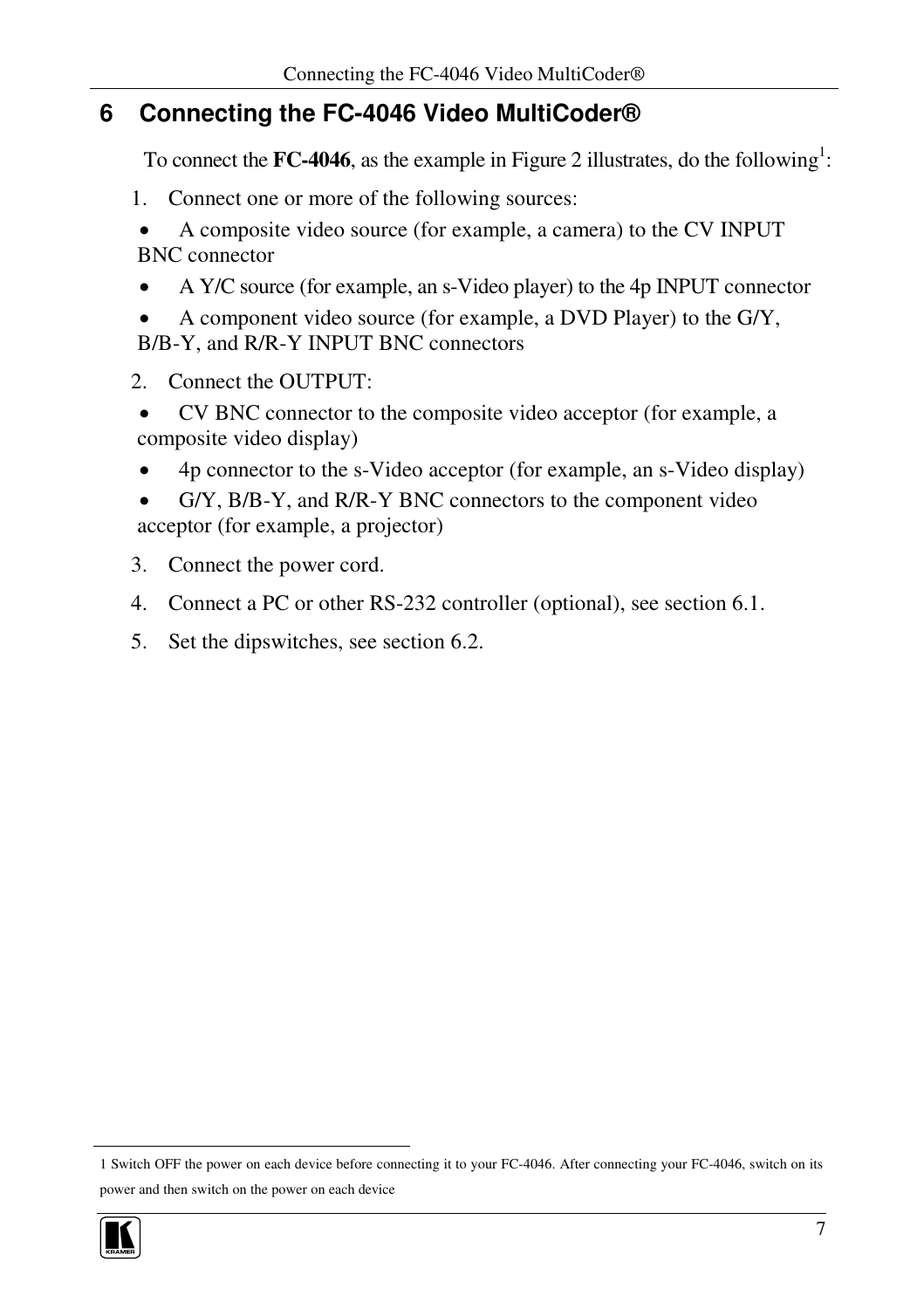# 6 Connecting the FC-4046 Video MultiCoder®

To connect the **FC-4046**, as the example in Figure 2 illustrates, do the following[1]:

1. Connect one or more of the following sources:
   - A composite video source (for example, a camera) to the CV INPUT BNC connector
   - A Y/C source (for example, an s-Video player) to the 4p INPUT connector
   - A component video source (for example, a DVD Player) to the G/Y, B/B-Y, and R/R-Y INPUT BNC connectors
2. Connect the OUTPUT:
   - CV BNC connector to the composite video acceptor (for example, a composite video display)
   - 4p connector to the s-Video acceptor (for example, an s-Video display)
   - G/Y, B/B-Y, and R/R-Y BNC connectors to the component video acceptor (for example, a projector)
3. Connect the power cord.
4. Connect a PC or other RS-232 controller (optional), see section 6.1.
5. Set the dipswitches, see section 6.2.

---

1 Switch OFF the power on each device before connecting it to your FC-4046. After connecting your FC-4046, switch on its power and then switch on the power on each device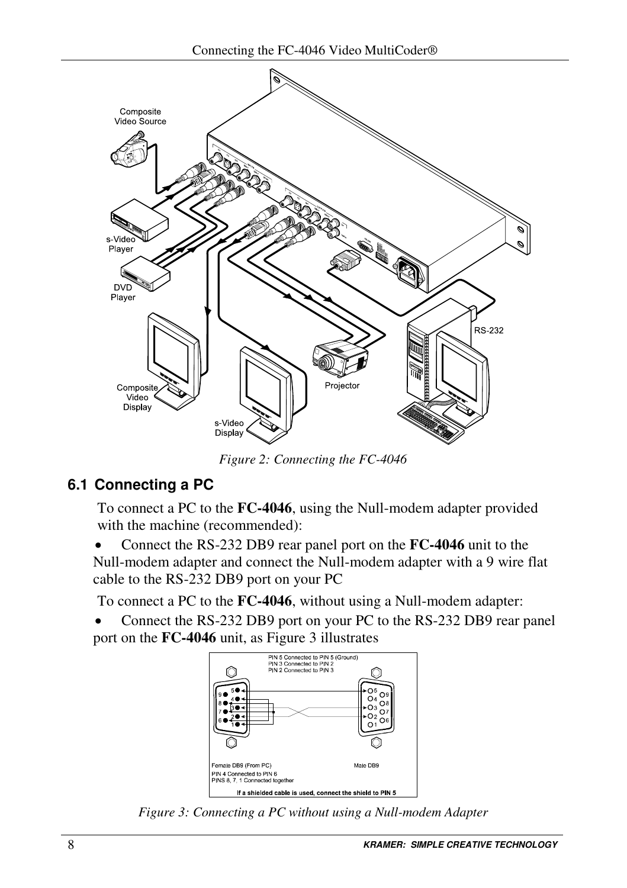Figure 2: Connecting the FC-4046

## 6.1 Connecting a PC

To connect a PC to the **FC-4046**, using the Null-modem adapter provided with the machine (recommended):

- Connect the RS-232 DB9 rear panel port on the **FC-4046** unit to the Null-modem adapter and connect the Null-modem adapter with a 9 wire flat cable to the RS-232 DB9 port on your PC

To connect a PC to the **FC-4046**, without using a Null-modem adapter:

- Connect the RS-232 DB9 port on your PC to the RS-232 DB9 rear panel port on the **FC-4046** unit, as Figure 3 illustrates

Figure 3: Connecting a PC without using a Null-modem Adapter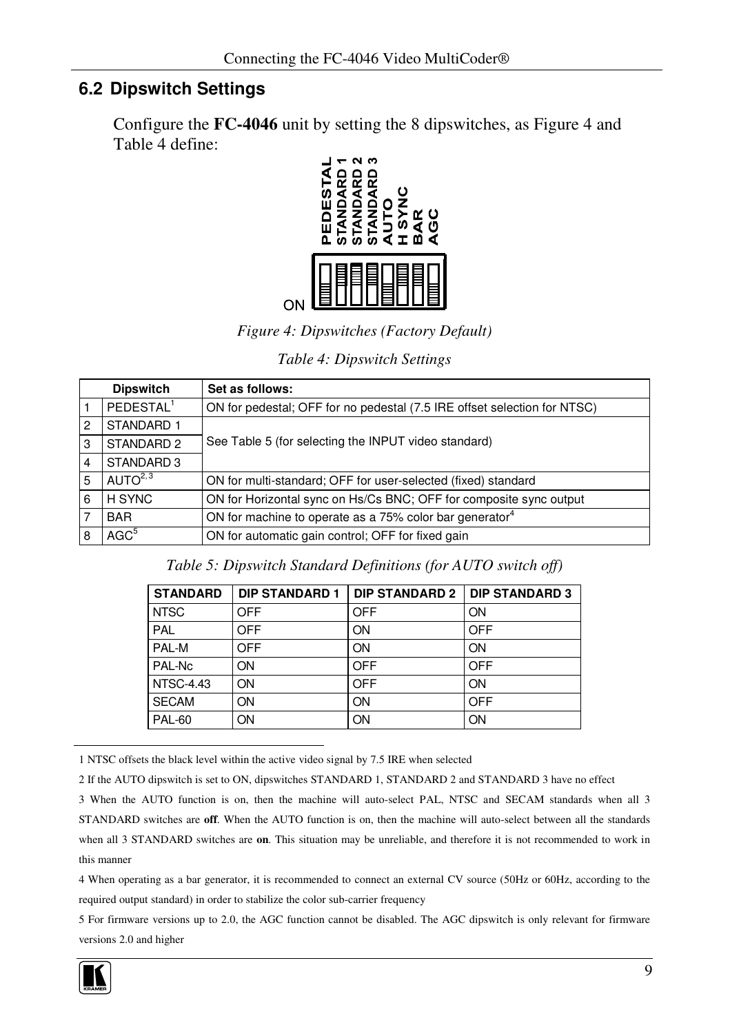## 6.2 Dipswitch Settings

Configure the **FC-4046** unit by setting the 8 dipswitches, as Figure 4 and Table 4 define:

PEDESTAL STANDARD 1 STANDARD 2 STANDARD 3 AUTO H SYNC BAR AGC

ON

*Figure 4: Dipswitches (Factory Default)*

*Table 4: Dipswitch Settings*

| Dipswitch | | Set as follows: |
|---|---|---|
| 1 | PEDESTAL[1] | ON for pedestal; OFF for no pedestal (7.5 IRE offset selection for NTSC) |
| 2 | STANDARD 1 | See Table 5 (for selecting the INPUT video standard) |
| 3 | STANDARD 2 | |
| 4 | STANDARD 3 | |
| 5 | AUTO[2, 3] | ON for multi-standard; OFF for user-selected (fixed) standard |
| 6 | H SYNC | ON for Horizontal sync on Hs/Cs BNC; OFF for composite sync output |
| 7 | BAR | ON for machine to operate as a 75% color bar generator[4] |
| 8 | AGC[5] | ON for automatic gain control; OFF for fixed gain |

*Table 5: Dipswitch Standard Definitions (for AUTO switch off)*

| STANDARD | DIP STANDARD 1 | DIP STANDARD 2 | DIP STANDARD 3 |
|---|---|---|---|
| NTSC | OFF | OFF | ON |
| PAL | OFF | ON | OFF |
| PAL-M | OFF | ON | ON |
| PAL-Nc | ON | OFF | OFF |
| NTSC-4.43 | ON | OFF | ON |
| SECAM | ON | ON | OFF |
| PAL-60 | ON | ON | ON |

1 NTSC offsets the black level within the active video signal by 7.5 IRE when selected

2 If the AUTO dipswitch is set to ON, dipswitches STANDARD 1, STANDARD 2 and STANDARD 3 have no effect

3 When the AUTO function is on, then the machine will auto-select PAL, NTSC and SECAM standards when all 3 STANDARD switches are **off**. When the AUTO function is on, then the machine will auto-select between all the standards when all 3 STANDARD switches are **on**. This situation may be unreliable, and therefore it is not recommended to work in this manner

4 When operating as a bar generator, it is recommended to connect an external CV source (50Hz or 60Hz, according to the required output standard) in order to stabilize the color sub-carrier frequency

5 For firmware versions up to 2.0, the AGC function cannot be disabled. The AGC dipswitch is only relevant for firmware versions 2.0 and higher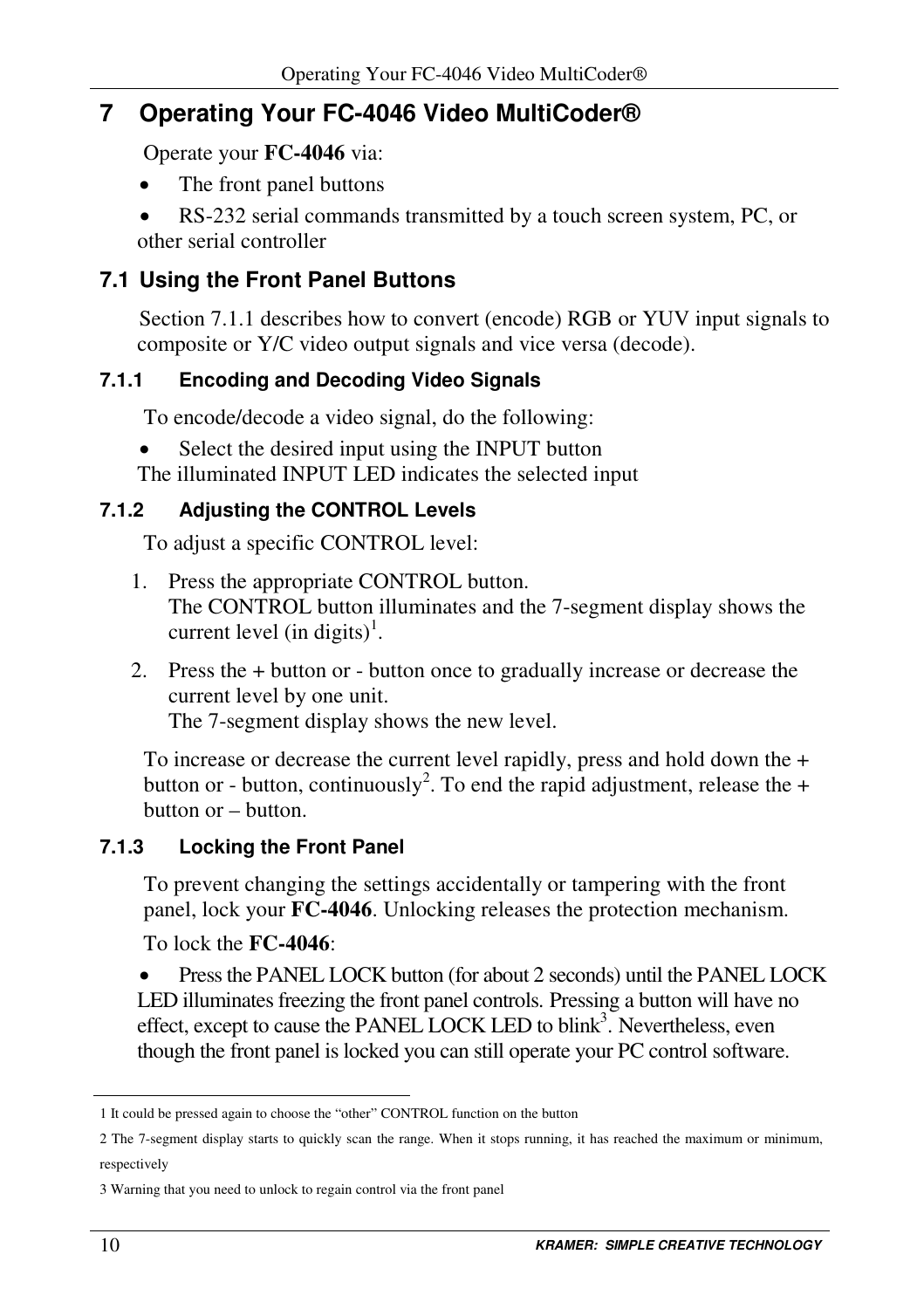# 7 Operating Your FC-4046 Video MultiCoder®

Operate your **FC-4046** via:

- The front panel buttons
- RS-232 serial commands transmitted by a touch screen system, PC, or other serial controller

## 7.1 Using the Front Panel Buttons

Section 7.1.1 describes how to convert (encode) RGB or YUV input signals to composite or Y/C video output signals and vice versa (decode).

### 7.1.1 Encoding and Decoding Video Signals

To encode/decode a video signal, do the following:

- Select the desired input using the INPUT button

The illuminated INPUT LED indicates the selected input

### 7.1.2 Adjusting the CONTROL Levels

To adjust a specific CONTROL level:

1. Press the appropriate CONTROL button.
   The CONTROL button illuminates and the 7-segment display shows the current level (in digits)[1].
2. Press the + button or - button once to gradually increase or decrease the current level by one unit.
   The 7-segment display shows the new level.

To increase or decrease the current level rapidly, press and hold down the + button or - button, continuously[2]. To end the rapid adjustment, release the + button or – button.

### 7.1.3 Locking the Front Panel

To prevent changing the settings accidentally or tampering with the front panel, lock your **FC-4046**. Unlocking releases the protection mechanism.

To lock the **FC-4046**:

- Press the PANEL LOCK button (for about 2 seconds) until the PANEL LOCK LED illuminates freezing the front panel controls. Pressing a button will have no effect, except to cause the PANEL LOCK LED to blink[3]. Nevertheless, even though the front panel is locked you can still operate your PC control software.

---

1 It could be pressed again to choose the "other" CONTROL function on the button

2 The 7-segment display starts to quickly scan the range. When it stops running, it has reached the maximum or minimum, respectively

3 Warning that you need to unlock to regain control via the front panel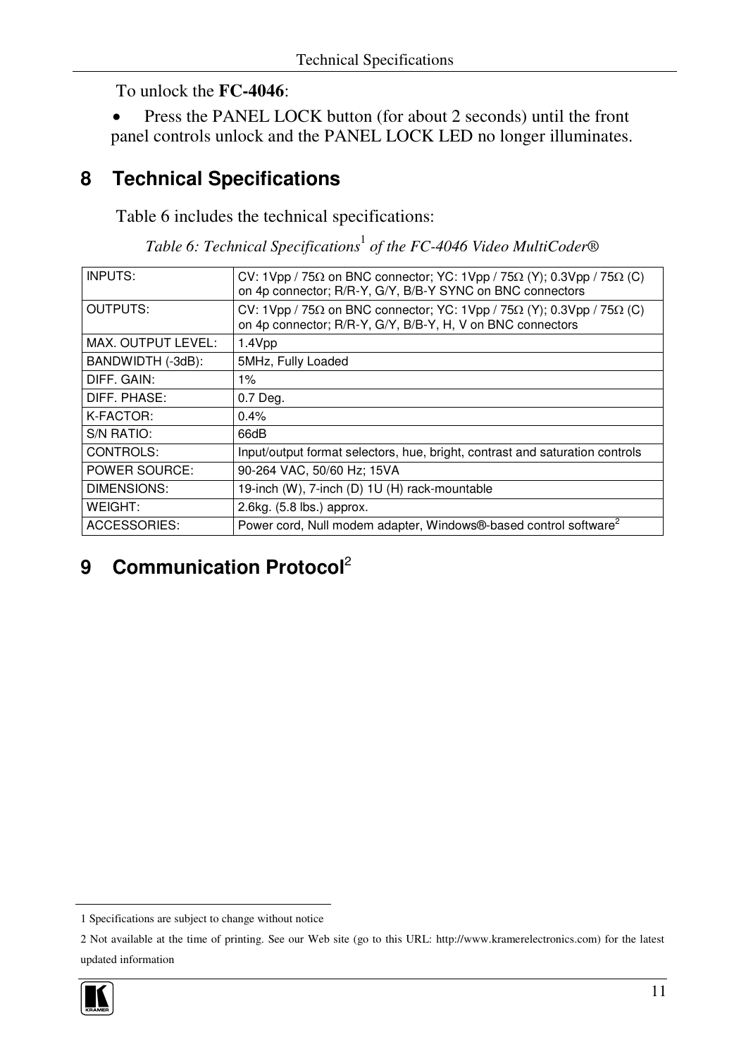To unlock the **FC-4046**:

- Press the PANEL LOCK button (for about 2 seconds) until the front panel controls unlock and the PANEL LOCK LED no longer illuminates.

# 8 Technical Specifications

Table 6 includes the technical specifications:

*Table 6: Technical Specifications[1] of the FC-4046 Video MultiCoder®*

| | |
|---|---|
| INPUTS: | CV: 1Vpp / 75Ω on BNC connector; YC: 1Vpp / 75Ω (Y); 0.3Vpp / 75Ω (C) on 4p connector; R/R-Y, G/Y, B/B-Y SYNC on BNC connectors |
| OUTPUTS: | CV: 1Vpp / 75Ω on BNC connector; YC: 1Vpp / 75Ω (Y); 0.3Vpp / 75Ω (C) on 4p connector; R/R-Y, G/Y, B/B-Y, H, V on BNC connectors |
| MAX. OUTPUT LEVEL: | 1.4Vpp |
| BANDWIDTH (-3dB): | 5MHz, Fully Loaded |
| DIFF. GAIN: | 1% |
| DIFF. PHASE: | 0.7 Deg. |
| K-FACTOR: | 0.4% |
| S/N RATIO: | 66dB |
| CONTROLS: | Input/output format selectors, hue, bright, contrast and saturation controls |
| POWER SOURCE: | 90-264 VAC, 50/60 Hz; 15VA |
| DIMENSIONS: | 19-inch (W), 7-inch (D) 1U (H) rack-mountable |
| WEIGHT: | 2.6kg. (5.8 lbs.) approx. |
| ACCESSORIES: | Power cord, Null modem adapter, Windows®-based control software[2] |

# 9 Communication Protocol[2]

1 Specifications are subject to change without notice

2 Not available at the time of printing. See our Web site (go to this URL: http://www.kramerelectronics.com) for the latest updated information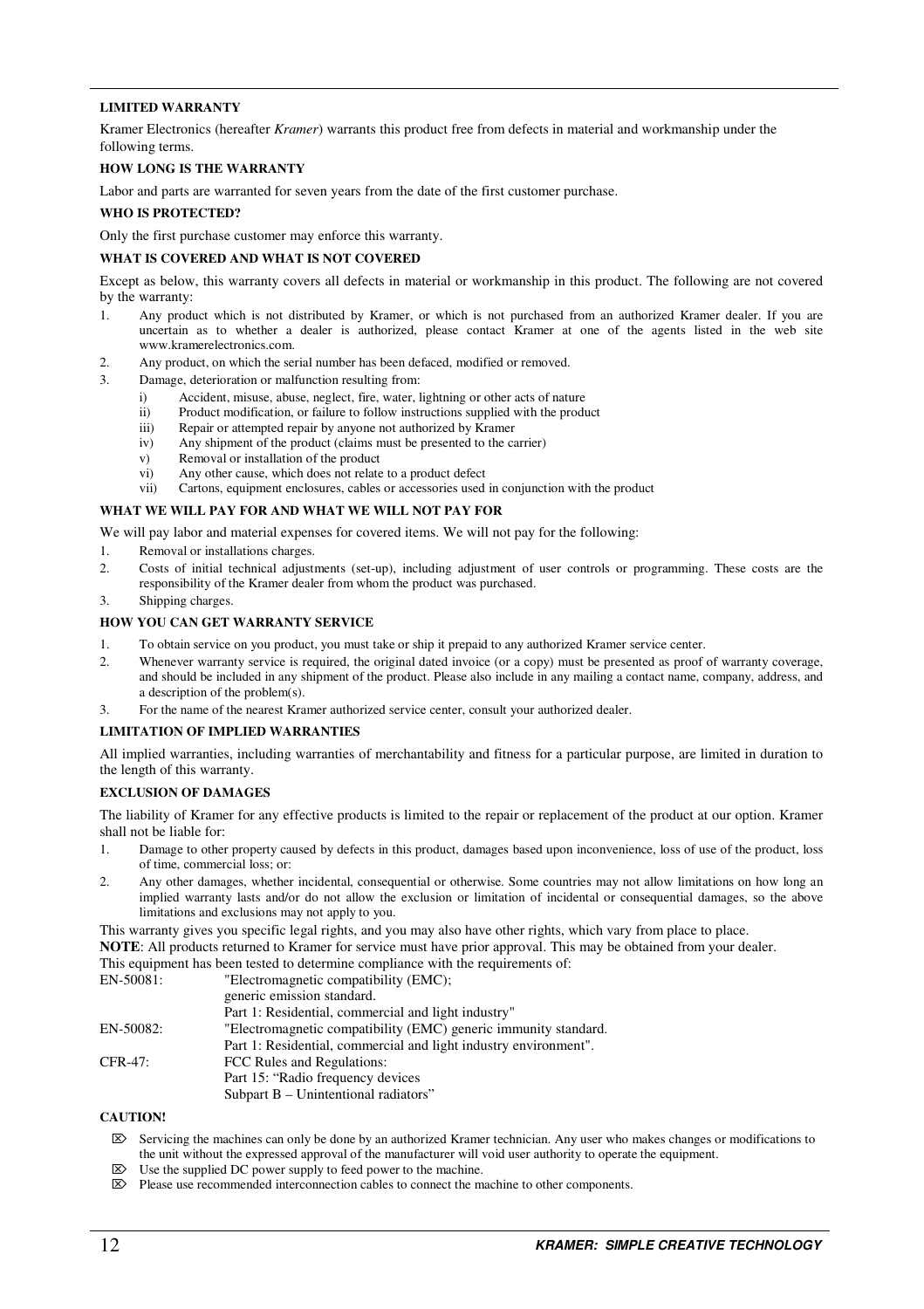**LIMITED WARRANTY**

Kramer Electronics (hereafter *Kramer*) warrants this product free from defects in material and workmanship under the following terms.

**HOW LONG IS THE WARRANTY**

Labor and parts are warranted for seven years from the date of the first customer purchase.

**WHO IS PROTECTED?**

Only the first purchase customer may enforce this warranty.

**WHAT IS COVERED AND WHAT IS NOT COVERED**

Except as below, this warranty covers all defects in material or workmanship in this product. The following are not covered by the warranty:

1. Any product which is not distributed by Kramer, or which is not purchased from an authorized Kramer dealer. If you are uncertain as to whether a dealer is authorized, please contact Kramer at one of the agents listed in the web site www.kramerelectronics.com.
2. Any product, on which the serial number has been defaced, modified or removed.
3. Damage, deterioration or malfunction resulting from:
   - i) Accident, misuse, abuse, neglect, fire, water, lightning or other acts of nature
   - ii) Product modification, or failure to follow instructions supplied with the product
   - iii) Repair or attempted repair by anyone not authorized by Kramer
   - iv) Any shipment of the product (claims must be presented to the carrier)
   - v) Removal or installation of the product
   - vi) Any other cause, which does not relate to a product defect
   - vii) Cartons, equipment enclosures, cables or accessories used in conjunction with the product

**WHAT WE WILL PAY FOR AND WHAT WE WILL NOT PAY FOR**

We will pay labor and material expenses for covered items. We will not pay for the following:

1. Removal or installations charges.
2. Costs of initial technical adjustments (set-up), including adjustment of user controls or programming. These costs are the responsibility of the Kramer dealer from whom the product was purchased.
3. Shipping charges.

**HOW YOU CAN GET WARRANTY SERVICE**

1. To obtain service on you product, you must take or ship it prepaid to any authorized Kramer service center.
2. Whenever warranty service is required, the original dated invoice (or a copy) must be presented as proof of warranty coverage, and should be included in any shipment of the product. Please also include in any mailing a contact name, company, address, and a description of the problem(s).
3. For the name of the nearest Kramer authorized service center, consult your authorized dealer.

**LIMITATION OF IMPLIED WARRANTIES**

All implied warranties, including warranties of merchantability and fitness for a particular purpose, are limited in duration to the length of this warranty.

**EXCLUSION OF DAMAGES**

The liability of Kramer for any effective products is limited to the repair or replacement of the product at our option. Kramer shall not be liable for:

1. Damage to other property caused by defects in this product, damages based upon inconvenience, loss of use of the product, loss of time, commercial loss; or:
2. Any other damages, whether incidental, consequential or otherwise. Some countries may not allow limitations on how long an implied warranty lasts and/or do not allow the exclusion or limitation of incidental or consequential damages, so the above limitations and exclusions may not apply to you.

This warranty gives you specific legal rights, and you may also have other rights, which vary from place to place.

**NOTE**: All products returned to Kramer for service must have prior approval. This may be obtained from your dealer.

This equipment has been tested to determine compliance with the requirements of:

| | |
|---|---|
| EN-50081: | "Electromagnetic compatibility (EMC); generic emission standard. Part 1: Residential, commercial and light industry" |
| EN-50082: | "Electromagnetic compatibility (EMC) generic immunity standard. Part 1: Residential, commercial and light industry environment". |
| CFR-47: | FCC Rules and Regulations: Part 15: "Radio frequency devices Subpart B – Unintentional radiators" |

**CAUTION!**

- Servicing the machines can only be done by an authorized Kramer technician. Any user who makes changes or modifications to the unit without the expressed approval of the manufacturer will void user authority to operate the equipment.
- Use the supplied DC power supply to feed power to the machine.
- Please use recommended interconnection cables to connect the machine to other components.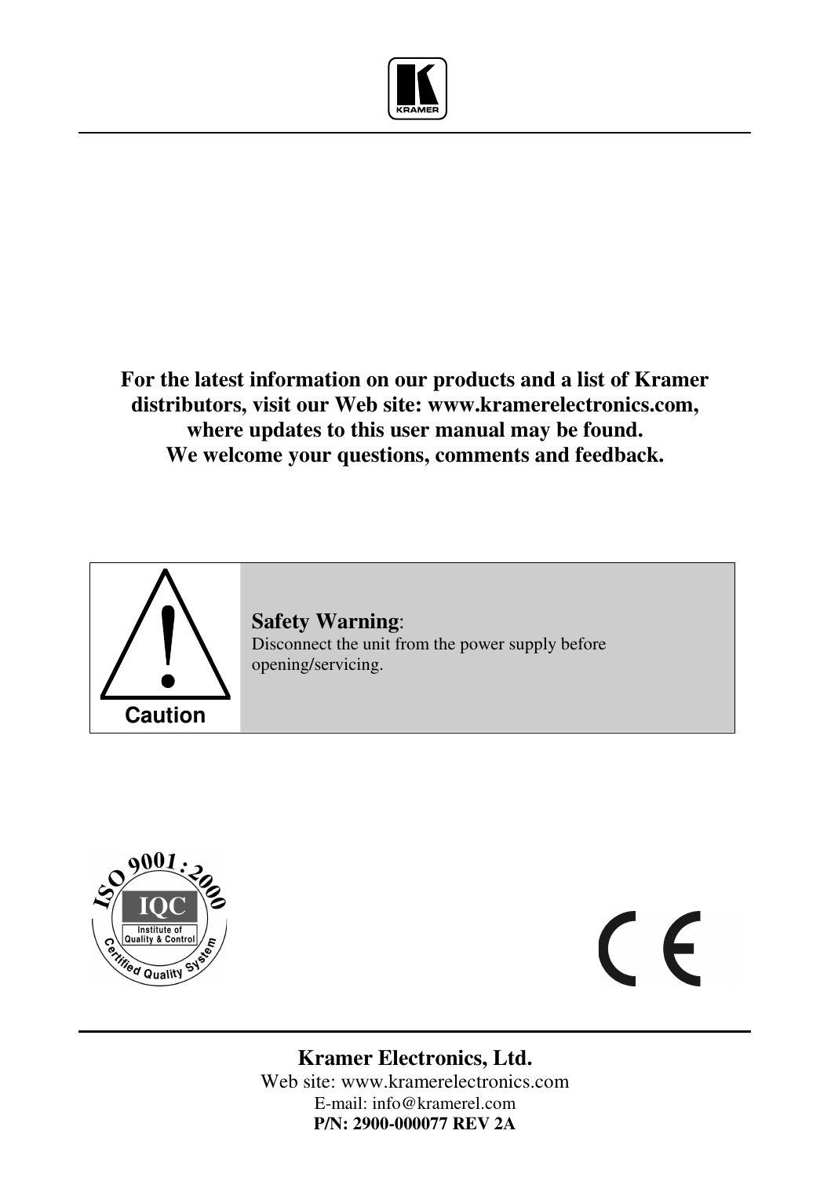**For the latest information on our products and a list of Kramer distributors, visit our Web site: www.kramerelectronics.com, where updates to this user manual may be found.**
**We welcome your questions, comments and feedback.**

Caution

**Safety Warning**:
Disconnect the unit from the power supply before opening/servicing.

ISO 9001 : 2000
IQC
Institute of Quality & Control
Certified Quality System

CE

**Kramer Electronics, Ltd.**
Web site: www.kramerelectronics.com
E-mail: info@kramerel.com
**P/N: 2900-000077 REV 2A**